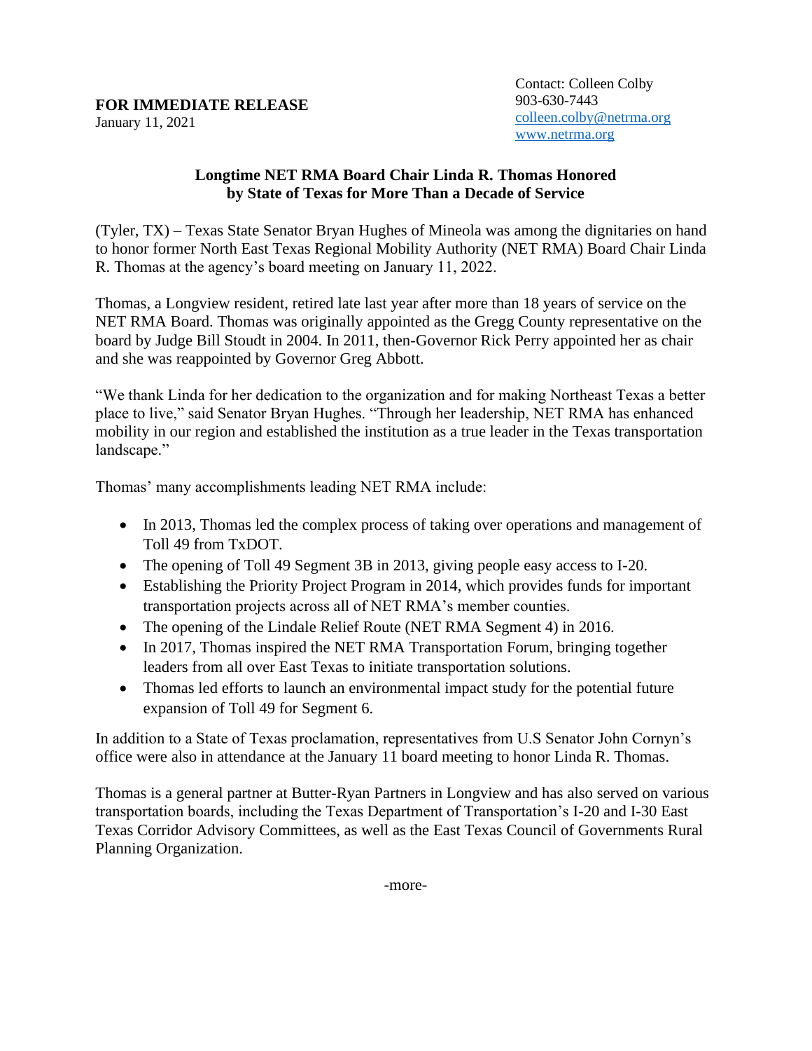**FOR IMMEDIATE RELEASE**
January 11, 2021

Contact: Colleen Colby
903-630-7443
colleen.colby@netrma.org
www.netrma.org

**Longtime NET RMA Board Chair Linda R. Thomas Honored by State of Texas for More Than a Decade of Service**

(Tyler, TX) – Texas State Senator Bryan Hughes of Mineola was among the dignitaries on hand to honor former North East Texas Regional Mobility Authority (NET RMA) Board Chair Linda R. Thomas at the agency's board meeting on January 11, 2022.

Thomas, a Longview resident, retired late last year after more than 18 years of service on the NET RMA Board. Thomas was originally appointed as the Gregg County representative on the board by Judge Bill Stoudt in 2004. In 2011, then-Governor Rick Perry appointed her as chair and she was reappointed by Governor Greg Abbott.

"We thank Linda for her dedication to the organization and for making Northeast Texas a better place to live," said Senator Bryan Hughes. "Through her leadership, NET RMA has enhanced mobility in our region and established the institution as a true leader in the Texas transportation landscape."

Thomas' many accomplishments leading NET RMA include:

- In 2013, Thomas led the complex process of taking over operations and management of Toll 49 from TxDOT.
- The opening of Toll 49 Segment 3B in 2013, giving people easy access to I-20.
- Establishing the Priority Project Program in 2014, which provides funds for important transportation projects across all of NET RMA's member counties.
- The opening of the Lindale Relief Route (NET RMA Segment 4) in 2016.
- In 2017, Thomas inspired the NET RMA Transportation Forum, bringing together leaders from all over East Texas to initiate transportation solutions.
- Thomas led efforts to launch an environmental impact study for the potential future expansion of Toll 49 for Segment 6.

In addition to a State of Texas proclamation, representatives from U.S Senator John Cornyn's office were also in attendance at the January 11 board meeting to honor Linda R. Thomas.

Thomas is a general partner at Butter-Ryan Partners in Longview and has also served on various transportation boards, including the Texas Department of Transportation's I-20 and I-30 East Texas Corridor Advisory Committees, as well as the East Texas Council of Governments Rural Planning Organization.

-more-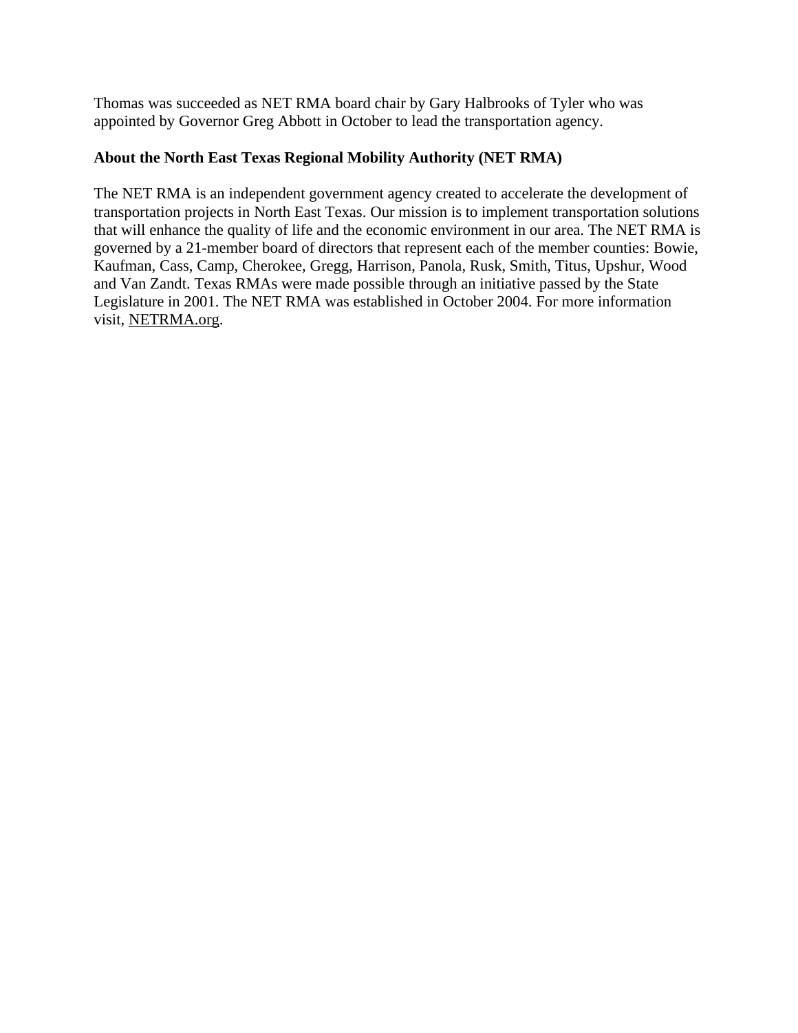Thomas was succeeded as NET RMA board chair by Gary Halbrooks of Tyler who was appointed by Governor Greg Abbott in October to lead the transportation agency.

**About the North East Texas Regional Mobility Authority (NET RMA)**

The NET RMA is an independent government agency created to accelerate the development of transportation projects in North East Texas. Our mission is to implement transportation solutions that will enhance the quality of life and the economic environment in our area. The NET RMA is governed by a 21-member board of directors that represent each of the member counties: Bowie, Kaufman, Cass, Camp, Cherokee, Gregg, Harrison, Panola, Rusk, Smith, Titus, Upshur, Wood and Van Zandt. Texas RMAs were made possible through an initiative passed by the State Legislature in 2001. The NET RMA was established in October 2004. For more information visit, NETRMA.org.